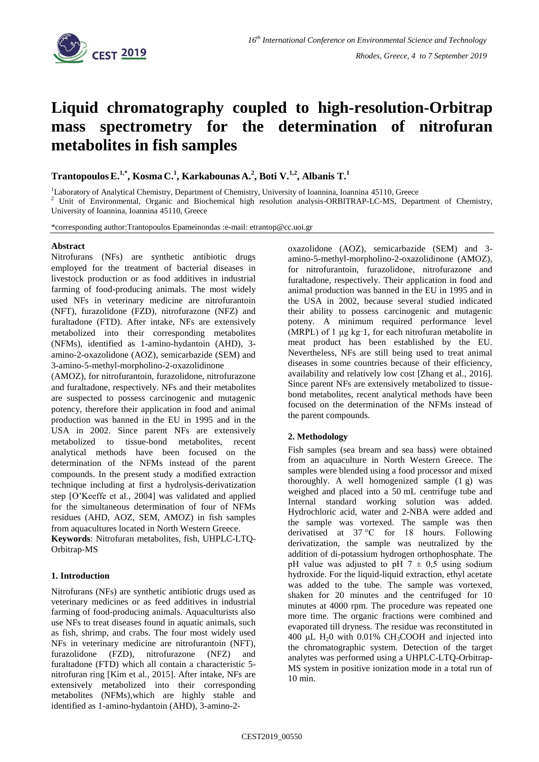# Liquid chromatography coupled to high-resolution-Orbitrap mass spectrometry for the determination of nitrofuran metabolites in fish samples

**Trantopoulos E.[1,*], Kosma C.[1], Karkabounas A.[2], Boti V.[1,2], Albanis T.[1]**

[1]Laboratory of Analytical Chemistry, Department of Chemistry, University of Ioannina, Ioannina 45110, Greece
[2] Unit of Environmental, Organic and Biochemical high resolution analysis-ORBITRAP-LC-MS, Department of Chemistry, University of Ioannina, Ioannina 45110, Greece

*corresponding author:Trantopoulos Epameinondas :e-mail: etrantop@cc.uoi.gr

### Abstract

Nitrofurans (NFs) are synthetic antibiotic drugs employed for the treatment of bacterial diseases in livestock production or as food additives in industrial farming of food-producing animals. The most widely used NFs in veterinary medicine are nitrofurantoin (NFT), furazolidone (FZD), nitrofurazone (NFZ) and furaltadone (FTD). After intake, NFs are extensively metabolized into their corresponding metabolites (NFMs), identified as 1-amino-hydantoin (AHD), 3-amino-2-oxazolidone (AOZ), semicarbazide (SEM) and 3-amino-5-methyl-morpholino-2-oxazolidinone (AMOZ), for nitrofurantoin, furazolidone, nitrofurazone and furaltadone, respectively. NFs and their metabolites are suspected to possess carcinogenic and mutagenic potency, therefore their application in food and animal production was banned in the EU in 1995 and in the USA in 2002. Since parent NFs are extensively metabolized to tissue-bond metabolites, recent analytical methods have been focused on the determination of the NFMs instead of the parent compounds. In the present study a modified extraction technique including at first a hydrolysis-derivatization step [O'Keeffe et al., 2004] was validated and applied for the simultaneous determination of four of NFMs residues (AHD, AOZ, SEM, AMOZ) in fish samples from aquacultures located in North Western Greece.

**Keywords**: Nitrofuran metabolites, fish, UHPLC-LTQ-Orbitrap-MS

### 1. Introduction

Nitrofurans (NFs) are synthetic antibiotic drugs used as veterinary medicines or as feed additives in industrial farming of food-producing animals. Aquaculturists also use NFs to treat diseases found in aquatic animals, such as fish, shrimp, and crabs. The four most widely used NFs in veterinary medicine are nitrofurantoin (NFT), furazolidone (FZD), nitrofurazone (NFZ) and furaltadone (FTD) which all contain a characteristic 5-nitrofuran ring [Kim et al., 2015]. After intake, NFs are extensively metabolized into their corresponding metabolites (NFMs),which are highly stable and identified as 1-amino-hydantoin (AHD), 3-amino-2-oxazolidone (AOZ), semicarbazide (SEM) and 3-amino-5-methyl-morpholino-2-oxazolidinone (AMOZ), for nitrofurantoin, furazolidone, nitrofurazone and furaltadone, respectively. Their application in food and animal production was banned in the EU in 1995 and in the USA in 2002, because several studied indicated their ability to possess carcinogenic and mutagenic poteny. A minimum required performance level (MRPL) of 1 μg $kg^{-1}$, for each nitrofuran metabolite in meat product has been established by the EU. Nevertheless, NFs are still being used to treat animal diseases in some countries because of their efficiency, availability and relatively low cost [Zhang et al., 2016]. Since parent NFs are extensively metabolized to tissue-bond metabolites, recent analytical methods have been focused on the determination of the NFMs instead of the parent compounds.

### 2. Methodology

Fish samples (sea bream and sea bass) were obtained from an aquaculture in North Western Greece. The samples were blended using a food processor and mixed thoroughly. A well homogenized sample (1 g) was weighed and placed into a 50 mL centrifuge tube and Internal standard working solution was added. Hydrochloric acid, water and 2-NBA were added and the sample was vortexed. The sample was then derivatised at 37 °C for 18 hours. Following derivatization, the sample was neutralized by the addition of di-potassium hydrogen orthophosphate. The pH value was adjusted to pH 7 ± 0,5 using sodium hydroxide. For the liquid-liquid extraction, ethyl acetate was added to the tube. The sample was vortexed, shaken for 20 minutes and the centrifuged for 10 minutes at 4000 rpm. The procedure was repeated one more time. The organic fractions were combined and evaporated till dryness. The residue was reconstituted in 400 μL $H_20$ with 0.01% $CH_3COOH$ and injected into the chromatographic system. Detection of the target analytes was performed using a UHPLC-LTQ-Orbitrap-MS system in positive ionization mode in a total run of 10 min.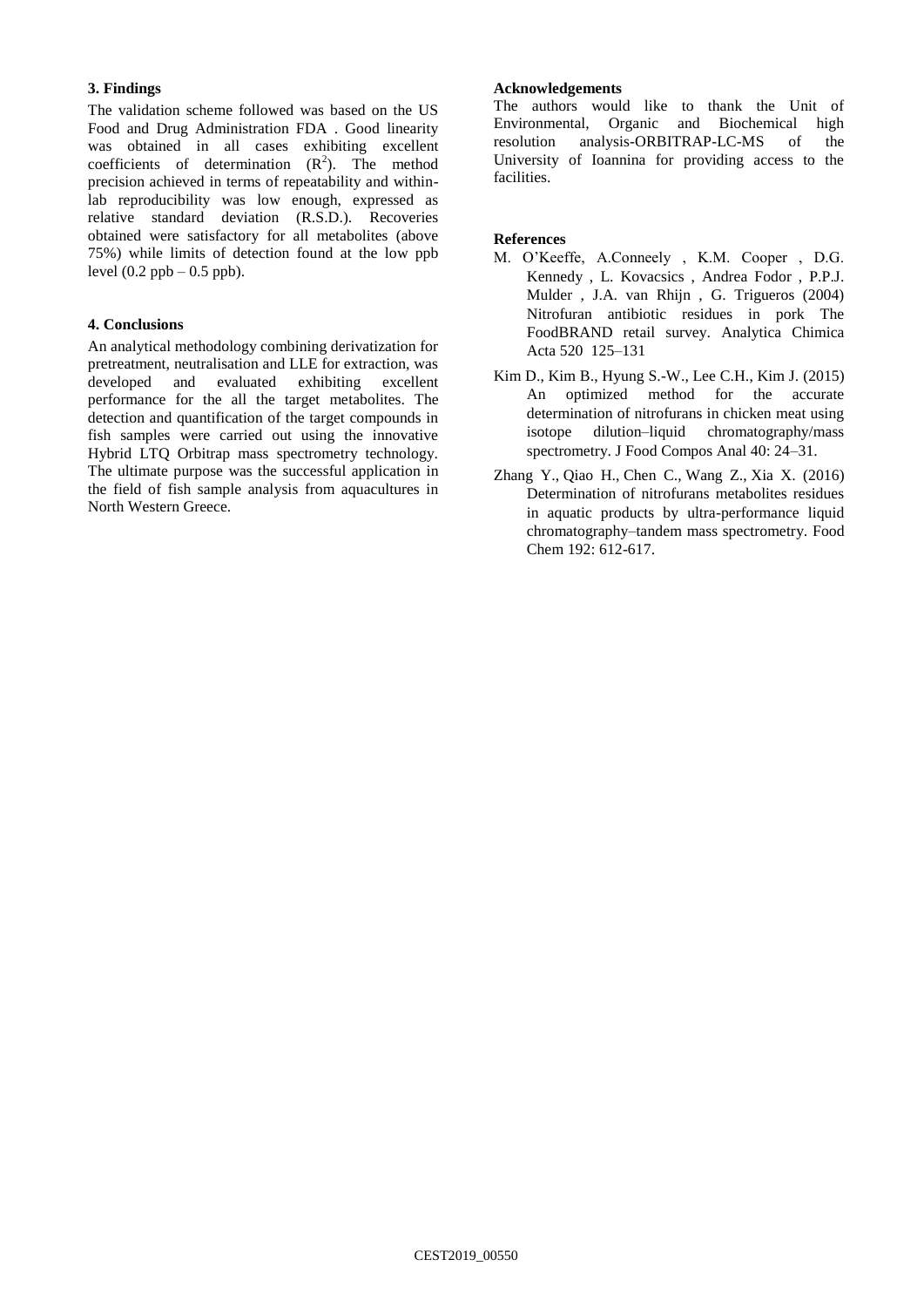### 3. Findings

The validation scheme followed was based on the US Food and Drug Administration FDA . Good linearity was obtained in all cases exhibiting excellent coefficients of determination ($R^2$). The method precision achieved in terms of repeatability and within-lab reproducibility was low enough, expressed as relative standard deviation (R.S.D.). Recoveries obtained were satisfactory for all metabolites (above 75%) while limits of detection found at the low ppb level (0.2 ppb – 0.5 ppb).

### 4. Conclusions

An analytical methodology combining derivatization for pretreatment, neutralisation and LLE for extraction, was developed and evaluated exhibiting excellent performance for the all the target metabolites. The detection and quantification of the target compounds in fish samples were carried out using the innovative Hybrid LTQ Orbitrap mass spectrometry technology. The ultimate purpose was the successful application in the field of fish sample analysis from aquacultures in North Western Greece.

### Acknowledgements

The authors would like to thank the Unit of Environmental, Organic and Biochemical high resolution analysis-ORBITRAP-LC-MS of the University of Ioannina for providing access to the facilities.

### References

M. O'Keeffe, A.Conneely , K.M. Cooper , D.G. Kennedy , L. Kovacsics , Andrea Fodor , P.P.J. Mulder , J.A. van Rhijn , G. Trigueros (2004) Nitrofuran antibiotic residues in pork The FoodBRAND retail survey. Analytica Chimica Acta 520 125–131

Kim D., Kim B., Hyung S.-W., Lee C.H., Kim J. (2015) An optimized method for the accurate determination of nitrofurans in chicken meat using isotope dilution–liquid chromatography/mass spectrometry. J Food Compos Anal 40: 24–31.

Zhang Y., Qiao H., Chen C., Wang Z., Xia X. (2016) Determination of nitrofurans metabolites residues in aquatic products by ultra-performance liquid chromatography–tandem mass spectrometry. Food Chem 192: 612-617.